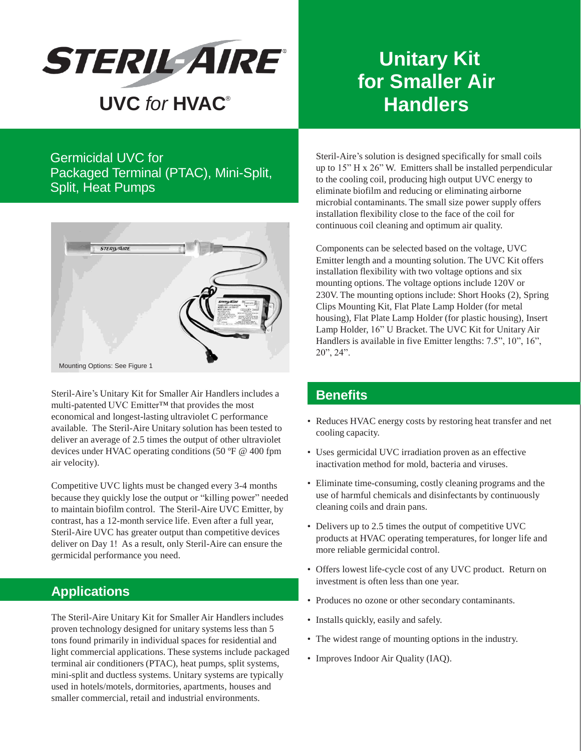# STERIL-AIRE®

UVC *for* HVAC®

# Unitary Kit for Smaller Air Handlers

## Germicidal UVC for Packaged Terminal (PTAC), Mini-Split, Split, Heat Pumps

Mounting Options: See Figure 1

Steril-Aire's Unitary Kit for Smaller Air Handlers includes a multi-patented UVC Emitter™ that provides the most economical and longest-lasting ultraviolet C performance available. The Steril-Aire Unitary solution has been tested to deliver an average of 2.5 times the output of other ultraviolet devices under HVAC operating conditions (50 ºF @ 400 fpm air velocity).

Competitive UVC lights must be changed every 3-4 months because they quickly lose the output or "killing power" needed to maintain biofilm control. The Steril-Aire UVC Emitter, by contrast, has a 12-month service life. Even after a full year, Steril-Aire UVC has greater output than competitive devices deliver on Day 1! As a result, only Steril-Aire can ensure the germicidal performance you need.

## Applications

The Steril-Aire Unitary Kit for Smaller Air Handlers includes proven technology designed for unitary systems less than 5 tons found primarily in individual spaces for residential and light commercial applications. These systems include packaged terminal air conditioners (PTAC), heat pumps, split systems, mini-split and ductless systems. Unitary systems are typically used in hotels/motels, dormitories, apartments, houses and smaller commercial, retail and industrial environments.

Steril-Aire's solution is designed specifically for small coils up to 15" H x 26" W. Emitters shall be installed perpendicular to the cooling coil, producing high output UVC energy to eliminate biofilm and reducing or eliminating airborne microbial contaminants. The small size power supply offers installation flexibility close to the face of the coil for continuous coil cleaning and optimum air quality.

Components can be selected based on the voltage, UVC Emitter length and a mounting solution. The UVC Kit offers installation flexibility with two voltage options and six mounting options. The voltage options include 120V or 230V. The mounting options include: Short Hooks (2), Spring Clips Mounting Kit, Flat Plate Lamp Holder (for metal housing), Flat Plate Lamp Holder (for plastic housing), Insert Lamp Holder, 16" U Bracket. The UVC Kit for Unitary Air Handlers is available in five Emitter lengths: 7.5", 10", 16", 20", 24".

## Benefits

- Reduces HVAC energy costs by restoring heat transfer and net cooling capacity.
- Uses germicidal UVC irradiation proven as an effective inactivation method for mold, bacteria and viruses.
- Eliminate time-consuming, costly cleaning programs and the use of harmful chemicals and disinfectants by continuously cleaning coils and drain pans.
- Delivers up to 2.5 times the output of competitive UVC products at HVAC operating temperatures, for longer life and more reliable germicidal control.
- Offers lowest life-cycle cost of any UVC product. Return on investment is often less than one year.
- Produces no ozone or other secondary contaminants.
- Installs quickly, easily and safely.
- The widest range of mounting options in the industry.
- Improves Indoor Air Quality (IAQ).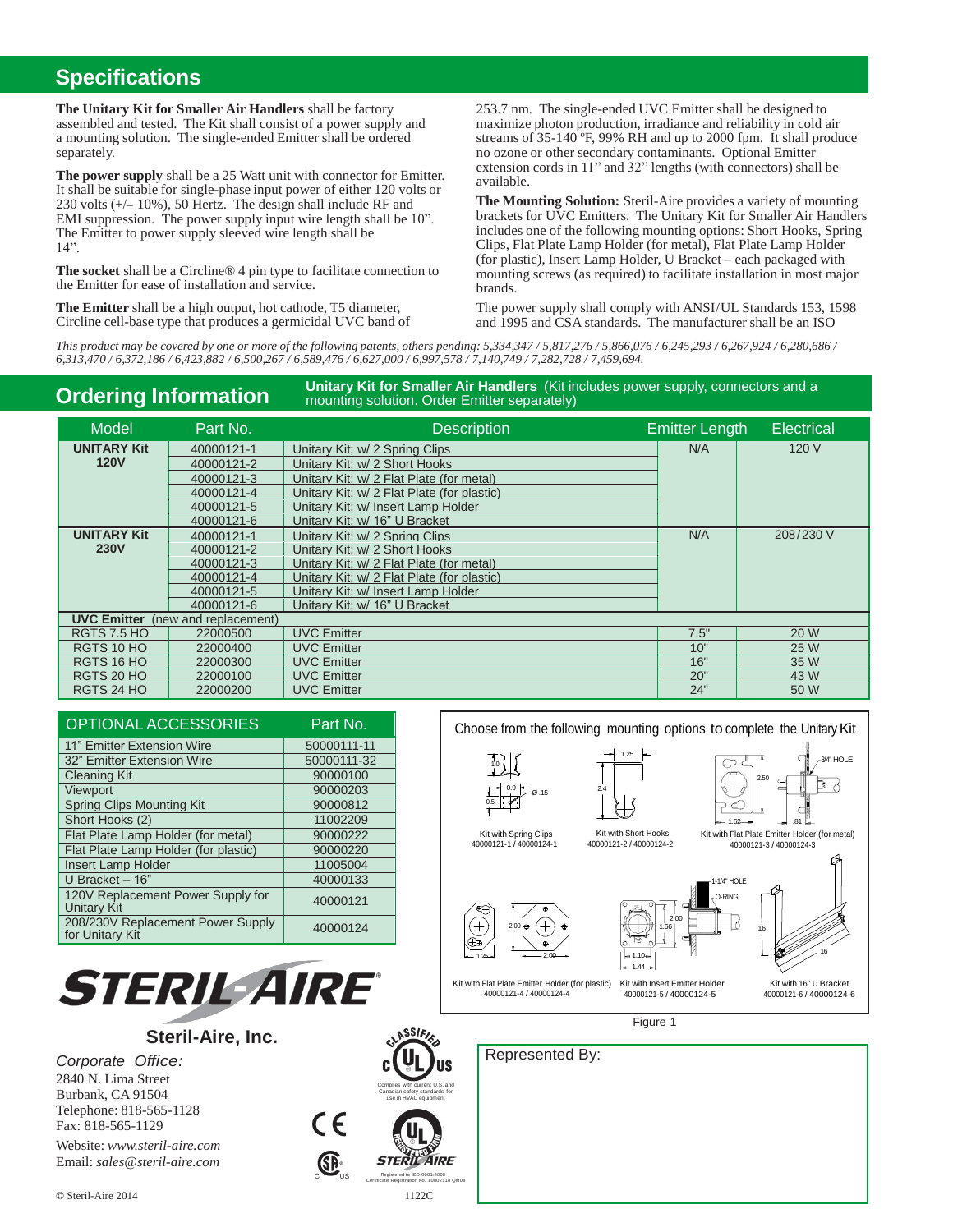## Specifications

**The Unitary Kit for Smaller Air Handlers** shall be factory assembled and tested. The Kit shall consist of a power supply and a mounting solution. The single-ended Emitter shall be ordered separately.

**The power supply** shall be a 25 Watt unit with connector for Emitter. It shall be suitable for single-phase input power of either 120 volts or 230 volts (+/– 10%), 50 Hertz. The design shall include RF and EMI suppression. The power supply input wire length shall be 10". The Emitter to power supply sleeved wire length shall be 14".

**The socket** shall be a Circline® 4 pin type to facilitate connection to the Emitter for ease of installation and service.

**The Emitter** shall be a high output, hot cathode, T5 diameter, Circline cell-base type that produces a germicidal UVC band of 253.7 nm. The single-ended UVC Emitter shall be designed to maximize photon production, irradiance and reliability in cold air streams of 35-140 ºF, 99% RH and up to 2000 fpm. It shall produce no ozone or other secondary contaminants. Optional Emitter extension cords in 11" and 32" lengths (with connectors) shall be available.

**The Mounting Solution:** Steril-Aire provides a variety of mounting brackets for UVC Emitters. The Unitary Kit for Smaller Air Handlers includes one of the following mounting options: Short Hooks, Spring Clips, Flat Plate Lamp Holder (for metal), Flat Plate Lamp Holder (for plastic), Insert Lamp Holder, U Bracket – each packaged with mounting screws (as required) to facilitate installation in most major brands.

The power supply shall comply with ANSI/UL Standards 153, 1598 and 1995 and CSA standards. The manufacturer shall be an ISO

*This product may be covered by one or more of the following patents, others pending: 5,334,347 / 5,817,276 / 5,866,076 / 6,245,293 / 6,267,924 / 6,280,686 / 6,313,470 / 6,372,186 / 6,423,882 / 6,500,267 / 6,589,476 / 6,627,000 / 6,997,578 / 7,140,749 / 7,282,728 / 7,459,694.*

## Ordering Information

**Unitary Kit for Smaller Air Handlers** (Kit includes power supply, connectors and a mounting solution. Order Emitter separately)

| Model | Part No. | Description | Emitter Length | Electrical |
|---|---|---|---|---|
| **UNITARY Kit 120V** | 40000121-1 | Unitary Kit; w/ 2 Spring Clips | N/A | 120 V |
| | 40000121-2 | Unitary Kit; w/ 2 Short Hooks | | |
| | 40000121-3 | Unitary Kit; w/ 2 Flat Plate (for metal) | | |
| | 40000121-4 | Unitary Kit; w/ 2 Flat Plate (for plastic) | | |
| | 40000121-5 | Unitary Kit; w/ Insert Lamp Holder | | |
| | 40000121-6 | Unitary Kit; w/ 16" U Bracket | | |
| **UNITARY Kit 230V** | 40000121-1 | Unitary Kit; w/ 2 Spring Clips | N/A | 208/230 V |
| | 40000121-2 | Unitary Kit; w/ 2 Short Hooks | | |
| | 40000121-3 | Unitary Kit; w/ 2 Flat Plate (for metal) | | |
| | 40000121-4 | Unitary Kit; w/ 2 Flat Plate (for plastic) | | |
| | 40000121-5 | Unitary Kit; w/ Insert Lamp Holder | | |
| | 40000121-6 | Unitary Kit; w/ 16" U Bracket | | |
| **UVC Emitter** (new and replacement) | | | | |
| RGTS 7.5 HO | 22000500 | UVC Emitter | 7.5" | 20 W |
| RGTS 10 HO | 22000400 | UVC Emitter | 10" | 25 W |
| RGTS 16 HO | 22000300 | UVC Emitter | 16" | 35 W |
| RGTS 20 HO | 22000100 | UVC Emitter | 20" | 43 W |
| RGTS 24 HO | 22000200 | UVC Emitter | 24" | 50 W |

| OPTIONAL ACCESSORIES | Part No. |
|---|---|
| 11" Emitter Extension Wire | 50000111-11 |
| 32" Emitter Extension Wire | 50000111-32 |
| Cleaning Kit | 90000100 |
| Viewport | 90000203 |
| Spring Clips Mounting Kit | 90000812 |
| Short Hooks (2) | 11002209 |
| Flat Plate Lamp Holder (for metal) | 90000222 |
| Flat Plate Lamp Holder (for plastic) | 90000220 |
| Insert Lamp Holder | 11005004 |
| U Bracket – 16" | 40000133 |
| 120V Replacement Power Supply for Unitary Kit | 40000121 |
| 208/230V Replacement Power Supply for Unitary Kit | 40000124 |

Choose from the following mounting options to complete the Unitary Kit

Kit with Spring Clips 40000121-1 / 40000124-1

Kit with Short Hooks 40000121-2 / 40000124-2

Kit with Flat Plate Emitter Holder (for metal) 40000121-3 / 40000124-3

Kit with Flat Plate Emitter Holder (for plastic) 40000121-4 / 40000124-4

Kit with Insert Emitter Holder 40000121-5 / 40000124-5

Kit with 16" U Bracket 40000121-6 / 40000124-6

Figure 1

STERIL-AIRE®

**Steril-Aire, Inc.**

*Corporate Office:*
2840 N. Lima Street
Burbank, CA 91504
Telephone: 818-565-1128
Fax: 818-565-1129

Website: *www.steril-aire.com*
Email: *sales@steril-aire.com*

Complies with current U.S. and Canadian safety standards for use in HVAC equipment

Registered to ISO 9001:2008 Certificate Registration No. 10002118 QM08

Represented By:

© Steril-Aire 2014

1122C